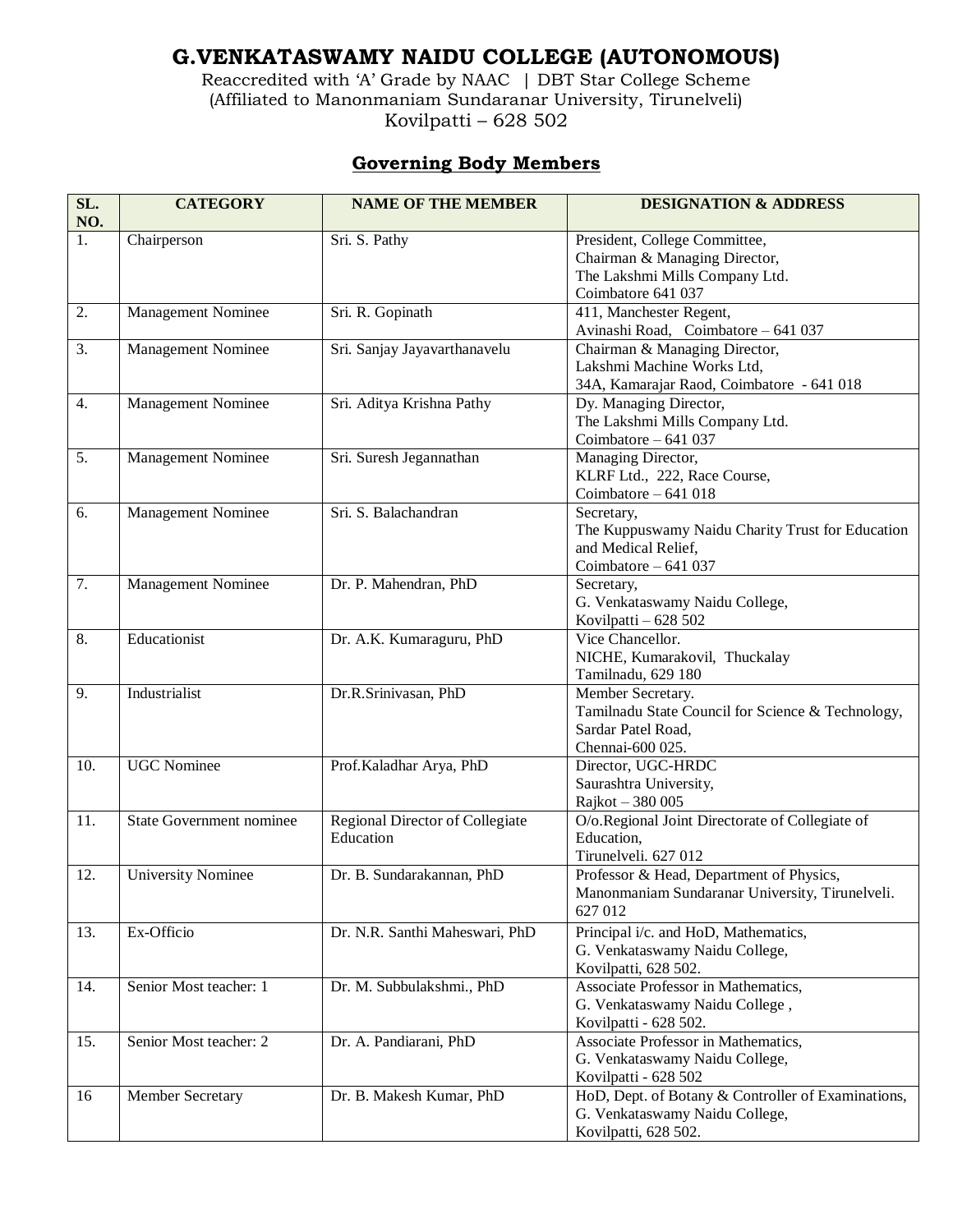# G.VENKATASWAMY NAIDU COLLEGE (AUTONOMOUS)

Reaccredited with 'A' Grade by NAAC | DBT Star College Scheme
(Affiliated to Manonmaniam Sundaranar University, Tirunelveli)
Kovilpatti – 628 502

## Governing Body Members

| SL. NO. | CATEGORY | NAME OF THE MEMBER | DESIGNATION & ADDRESS |
|---|---|---|---|
| 1. | Chairperson | Sri. S. Pathy | President, College Committee,<br>Chairman & Managing Director,<br>The Lakshmi Mills Company Ltd.<br>Coimbatore 641 037 |
| 2. | Management Nominee | Sri. R. Gopinath | 411, Manchester Regent,<br>Avinashi Road, Coimbatore – 641 037 |
| 3. | Management Nominee | Sri. Sanjay Jayavarthanavelu | Chairman & Managing Director,<br>Lakshmi Machine Works Ltd,<br>34A, Kamarajar Raod, Coimbatore - 641 018 |
| 4. | Management Nominee | Sri. Aditya Krishna Pathy | Dy. Managing Director,<br>The Lakshmi Mills Company Ltd.<br>Coimbatore – 641 037 |
| 5. | Management Nominee | Sri. Suresh Jegannathan | Managing Director,<br>KLRF Ltd., 222, Race Course,<br>Coimbatore – 641 018 |
| 6. | Management Nominee | Sri. S. Balachandran | Secretary,<br>The Kuppuswamy Naidu Charity Trust for Education and Medical Relief,<br>Coimbatore – 641 037 |
| 7. | Management Nominee | Dr. P. Mahendran, PhD | Secretary,<br>G. Venkataswamy Naidu College,<br>Kovilpatti – 628 502 |
| 8. | Educationist | Dr. A.K. Kumaraguru, PhD | Vice Chancellor.<br>NICHE, Kumarakovil, Thuckalay<br>Tamilnadu, 629 180 |
| 9. | Industrialist | Dr.R.Srinivasan, PhD | Member Secretary.<br>Tamilnadu State Council for Science & Technology,<br>Sardar Patel Road,<br>Chennai-600 025. |
| 10. | UGC Nominee | Prof.Kaladhar Arya, PhD | Director, UGC-HRDC<br>Saurashtra University,<br>Rajkot – 380 005 |
| 11. | State Government nominee | Regional Director of Collegiate Education | O/o.Regional Joint Directorate of Collegiate of Education,<br>Tirunelveli. 627 012 |
| 12. | University Nominee | Dr. B. Sundarakannan, PhD | Professor & Head, Department of Physics,<br>Manonmaniam Sundaranar University, Tirunelveli. 627 012 |
| 13. | Ex-Officio | Dr. N.R. Santhi Maheswari, PhD | Principal i/c. and HoD, Mathematics,<br>G. Venkataswamy Naidu College,<br>Kovilpatti, 628 502. |
| 14. | Senior Most teacher: 1 | Dr. M. Subbulakshmi., PhD | Associate Professor in Mathematics,<br>G. Venkataswamy Naidu College ,<br>Kovilpatti - 628 502. |
| 15. | Senior Most teacher: 2 | Dr. A. Pandiarani, PhD | Associate Professor in Mathematics,<br>G. Venkataswamy Naidu College,<br>Kovilpatti - 628 502 |
| 16 | Member Secretary | Dr. B. Makesh Kumar, PhD | HoD, Dept. of Botany & Controller of Examinations,<br>G. Venkataswamy Naidu College,<br>Kovilpatti, 628 502. |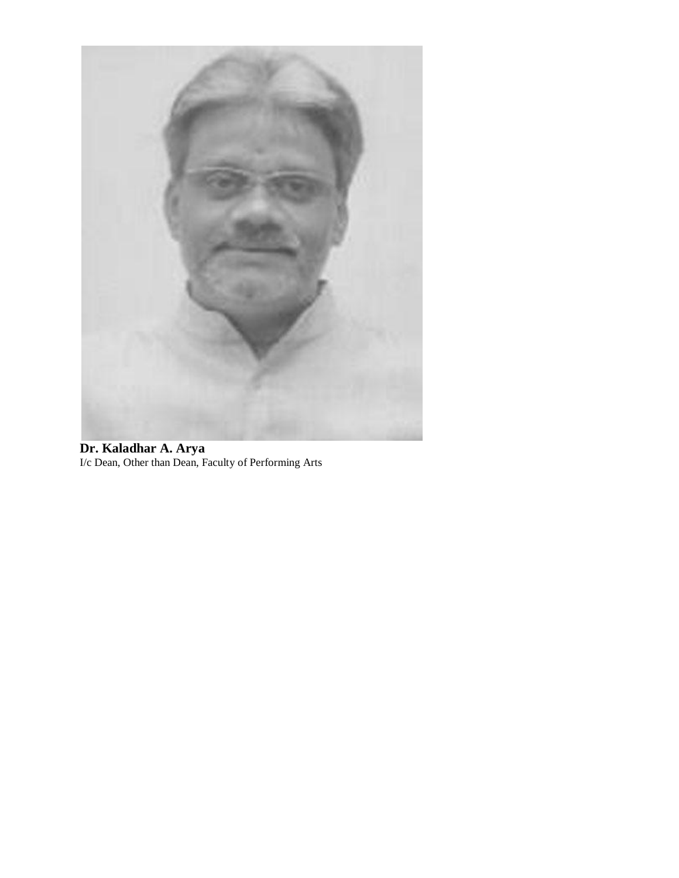**Dr. Kaladhar A. Arya**
I/c Dean, Other than Dean, Faculty of Performing Arts